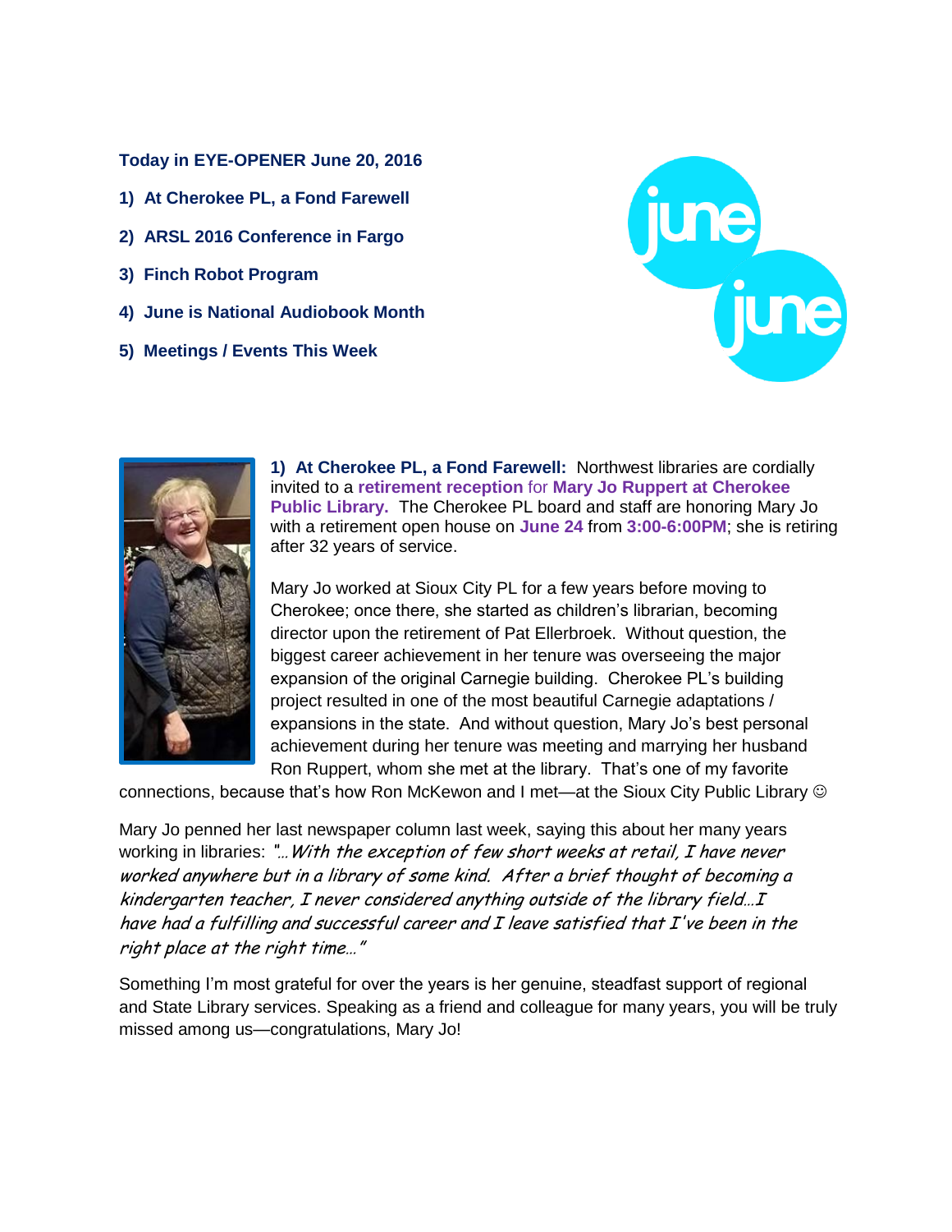**Today in EYE-OPENER June 20, 2016**

1) **At Cherokee PL, a Fond Farewell**

2) **ARSL 2016 Conference in Fargo**

3) **Finch Robot Program**

4) **June is National Audiobook Month**

5) **Meetings / Events This Week**

**1) At Cherokee PL, a Fond Farewell:** Northwest libraries are cordially invited to a **retirement reception** for **Mary Jo Ruppert at Cherokee Public Library.** The Cherokee PL board and staff are honoring Mary Jo with a retirement open house on **June 24** from **3:00-6:00PM**; she is retiring after 32 years of service.

Mary Jo worked at Sioux City PL for a few years before moving to Cherokee; once there, she started as children's librarian, becoming director upon the retirement of Pat Ellerbroek. Without question, the biggest career achievement in her tenure was overseeing the major expansion of the original Carnegie building. Cherokee PL's building project resulted in one of the most beautiful Carnegie adaptations / expansions in the state. And without question, Mary Jo's best personal achievement during her tenure was meeting and marrying her husband Ron Ruppert, whom she met at the library. That's one of my favorite connections, because that's how Ron McKewon and I met—at the Sioux City Public Library ☺

Mary Jo penned her last newspaper column last week, saying this about her many years working in libraries: *"…With the exception of few short weeks at retail, I have never worked anywhere but in a library of some kind. After a brief thought of becoming a kindergarten teacher, I never considered anything outside of the library field…I have had a fulfilling and successful career and I leave satisfied that I've been in the right place at the right time…"*

Something I'm most grateful for over the years is her genuine, steadfast support of regional and State Library services. Speaking as a friend and colleague for many years, you will be truly missed among us—congratulations, Mary Jo!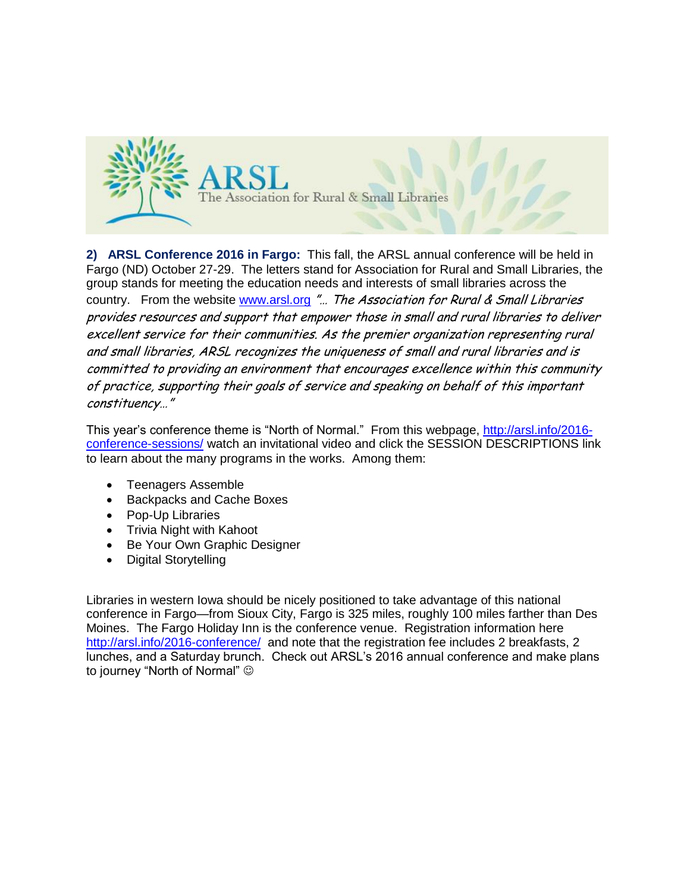ARSL
The Association for Rural & Small Libraries

**2) ARSL Conference 2016 in Fargo:** This fall, the ARSL annual conference will be held in Fargo (ND) October 27-29. The letters stand for Association for Rural and Small Libraries, the group stands for meeting the education needs and interests of small libraries across the country. From the website www.arsl.org *"… The Association for Rural & Small Libraries provides resources and support that empower those in small and rural libraries to deliver excellent service for their communities. As the premier organization representing rural and small libraries, ARSL recognizes the uniqueness of small and rural libraries and is committed to providing an environment that encourages excellence within this community of practice, supporting their goals of service and speaking on behalf of this important constituency…"*

This year's conference theme is "North of Normal." From this webpage, http://arsl.info/2016-conference-sessions/ watch an invitational video and click the SESSION DESCRIPTIONS link to learn about the many programs in the works. Among them:

- Teenagers Assemble
- Backpacks and Cache Boxes
- Pop-Up Libraries
- Trivia Night with Kahoot
- Be Your Own Graphic Designer
- Digital Storytelling

Libraries in western Iowa should be nicely positioned to take advantage of this national conference in Fargo—from Sioux City, Fargo is 325 miles, roughly 100 miles farther than Des Moines. The Fargo Holiday Inn is the conference venue. Registration information here http://arsl.info/2016-conference/ and note that the registration fee includes 2 breakfasts, 2 lunches, and a Saturday brunch. Check out ARSL's 2016 annual conference and make plans to journey "North of Normal" ☺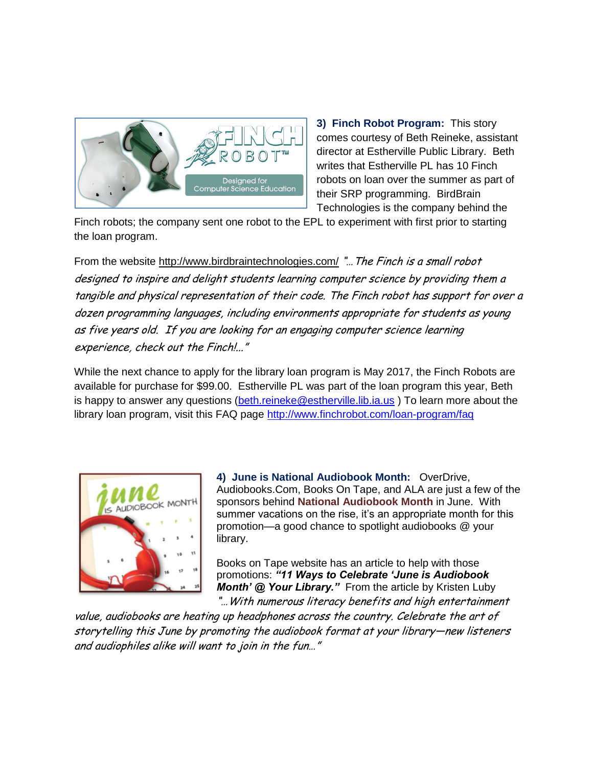**3) Finch Robot Program:** This story comes courtesy of Beth Reineke, assistant director at Estherville Public Library. Beth writes that Estherville PL has 10 Finch robots on loan over the summer as part of their SRP programming. BirdBrain Technologies is the company behind the Finch robots; the company sent one robot to the EPL to experiment with first prior to starting the loan program.

From the website http://www.birdbraintechnologies.com/ *"…The Finch is a small robot designed to inspire and delight students learning computer science by providing them a tangible and physical representation of their code. The Finch robot has support for over a dozen programming languages, including environments appropriate for students as young as five years old. If you are looking for an engaging computer science learning experience, check out the Finch!…"*

While the next chance to apply for the library loan program is May 2017, the Finch Robots are available for purchase for $99.00. Estherville PL was part of the loan program this year, Beth is happy to answer any questions (beth.reineke@estherville.lib.ia.us ) To learn more about the library loan program, visit this FAQ page http://www.finchrobot.com/loan-program/faq

**4) June is National Audiobook Month:** OverDrive, Audiobooks.Com, Books On Tape, and ALA are just a few of the sponsors behind **National Audiobook Month** in June. With summer vacations on the rise, it's an appropriate month for this promotion—a good chance to spotlight audiobooks @ your library.

Books on Tape website has an article to help with those promotions: ***"11 Ways to Celebrate 'June is Audiobook Month' @ Your Library."*** From the article by Kristen Luby *"…With numerous literacy benefits and high entertainment value, audiobooks are heating up headphones across the country. Celebrate the art of storytelling this June by promoting the audiobook format at your library—new listeners and audiophiles alike will want to join in the fun…"*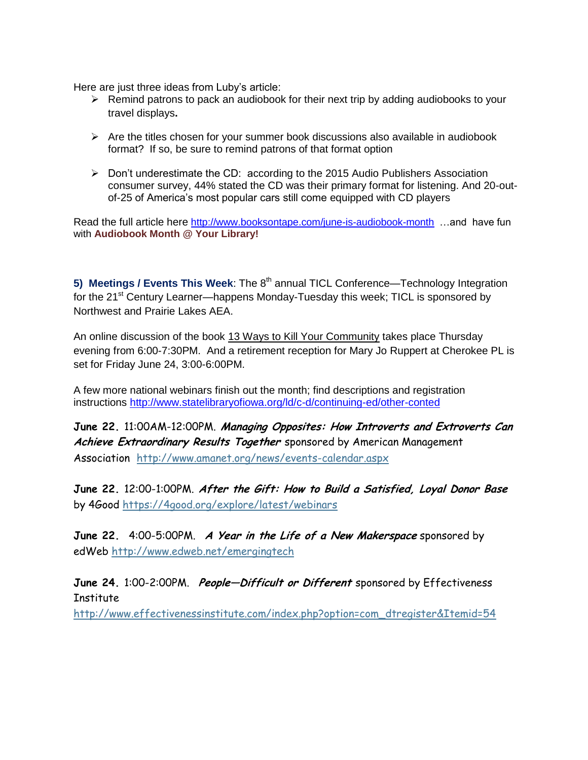Here are just three ideas from Luby's article:

- Remind patrons to pack an audiobook for their next trip by adding audiobooks to your travel displays**.**
- Are the titles chosen for your summer book discussions also available in audiobook format? If so, be sure to remind patrons of that format option
- Don't underestimate the CD: according to the 2015 Audio Publishers Association consumer survey, 44% stated the CD was their primary format for listening. And 20-out-of-25 of America's most popular cars still come equipped with CD players

Read the full article here http://www.booksontape.com/june-is-audiobook-month …and have fun with **Audiobook Month @ Your Library!**

**5) Meetings / Events This Week**: The 8th annual TICL Conference—Technology Integration for the 21st Century Learner—happens Monday-Tuesday this week; TICL is sponsored by Northwest and Prairie Lakes AEA.

An online discussion of the book 13 Ways to Kill Your Community takes place Thursday evening from 6:00-7:30PM. And a retirement reception for Mary Jo Ruppert at Cherokee PL is set for Friday June 24, 3:00-6:00PM.

A few more national webinars finish out the month; find descriptions and registration instructions http://www.statelibraryofiowa.org/ld/c-d/continuing-ed/other-conted

**June 22.** 11:00AM-12:00PM. ***Managing Opposites: How Introverts and Extroverts Can Achieve Extraordinary Results Together*** sponsored by American Management Association http://www.amanet.org/news/events-calendar.aspx

**June 22.** 12:00-1:00PM. ***After the Gift: How to Build a Satisfied, Loyal Donor Base*** by 4Good https://4good.org/explore/latest/webinars

**June 22.** 4:00-5:00PM. ***A Year in the Life of a New Makerspace*** sponsored by edWeb http://www.edweb.net/emergingtech

**June 24.** 1:00-2:00PM. ***People—Difficult or Different*** sponsored by Effectiveness Institute http://www.effectivenessinstitute.com/index.php?option=com_dtregister&Itemid=54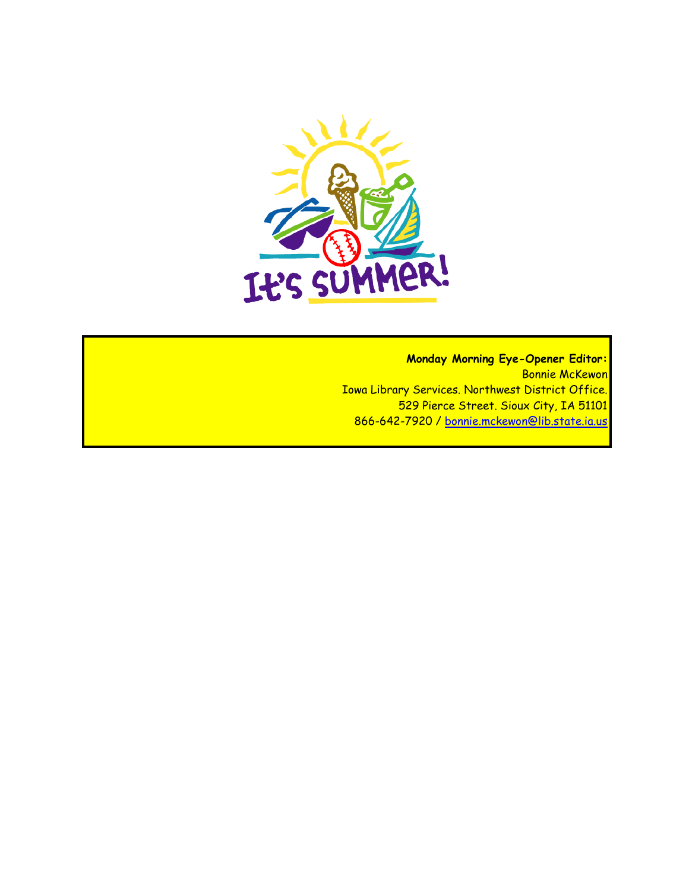**Monday Morning Eye-Opener Editor:**
Bonnie McKewon
Iowa Library Services. Northwest District Office.
529 Pierce Street. Sioux City, IA 51101
866-642-7920 / bonnie.mckewon@lib.state.ia.us